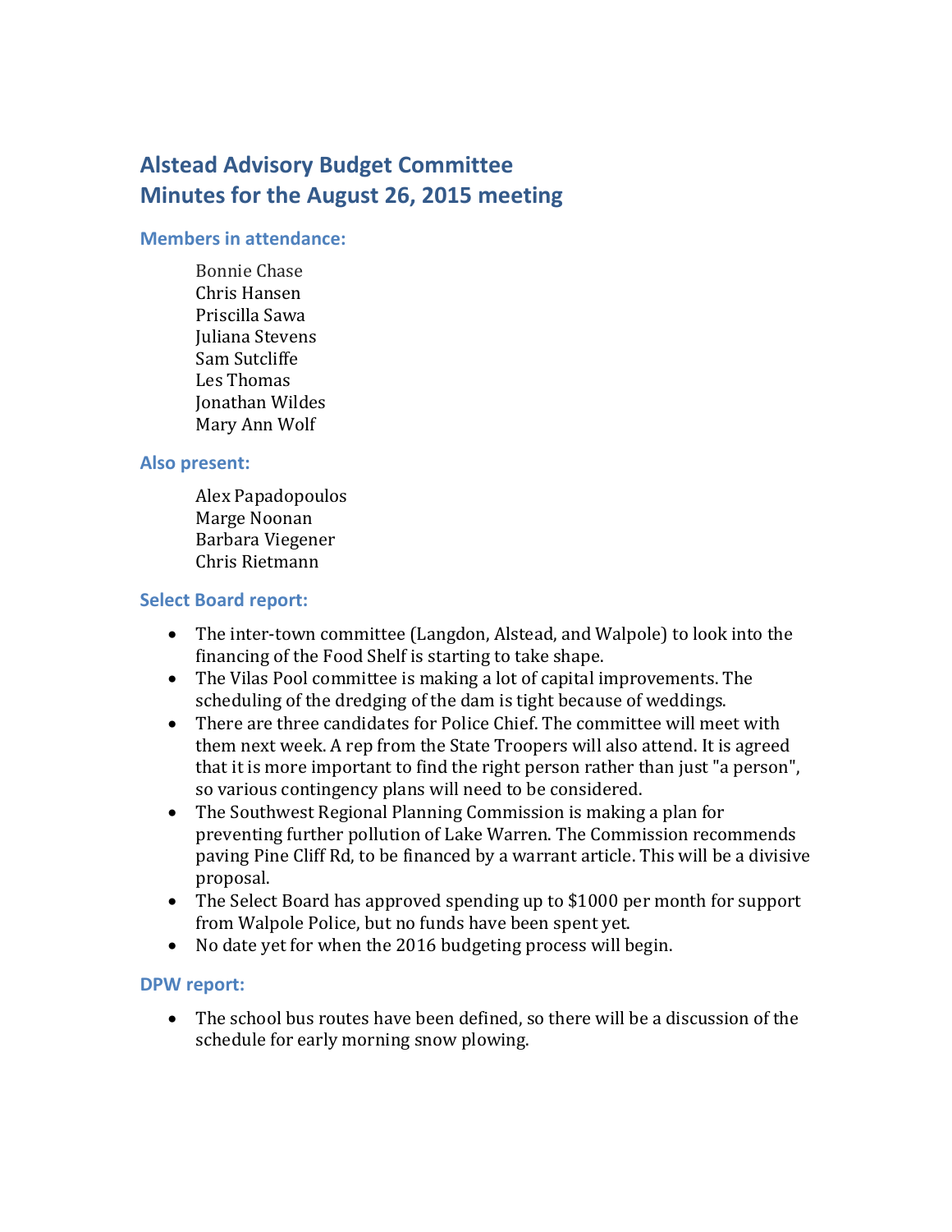# Alstead Advisory Budget Committee
# Minutes for the August 26, 2015 meeting

### Members in attendance:

Bonnie Chase
Chris Hansen
Priscilla Sawa
Juliana Stevens
Sam Sutcliffe
Les Thomas
Jonathan Wildes
Mary Ann Wolf

### Also present:

Alex Papadopoulos
Marge Noonan
Barbara Viegener
Chris Rietmann

### Select Board report:

- The inter-town committee (Langdon, Alstead, and Walpole) to look into the financing of the Food Shelf is starting to take shape.
- The Vilas Pool committee is making a lot of capital improvements. The scheduling of the dredging of the dam is tight because of weddings.
- There are three candidates for Police Chief. The committee will meet with them next week. A rep from the State Troopers will also attend. It is agreed that it is more important to find the right person rather than just "a person", so various contingency plans will need to be considered.
- The Southwest Regional Planning Commission is making a plan for preventing further pollution of Lake Warren. The Commission recommends paving Pine Cliff Rd, to be financed by a warrant article. This will be a divisive proposal.
- The Select Board has approved spending up to $1000 per month for support from Walpole Police, but no funds have been spent yet.
- No date yet for when the 2016 budgeting process will begin.

### DPW report:

- The school bus routes have been defined, so there will be a discussion of the schedule for early morning snow plowing.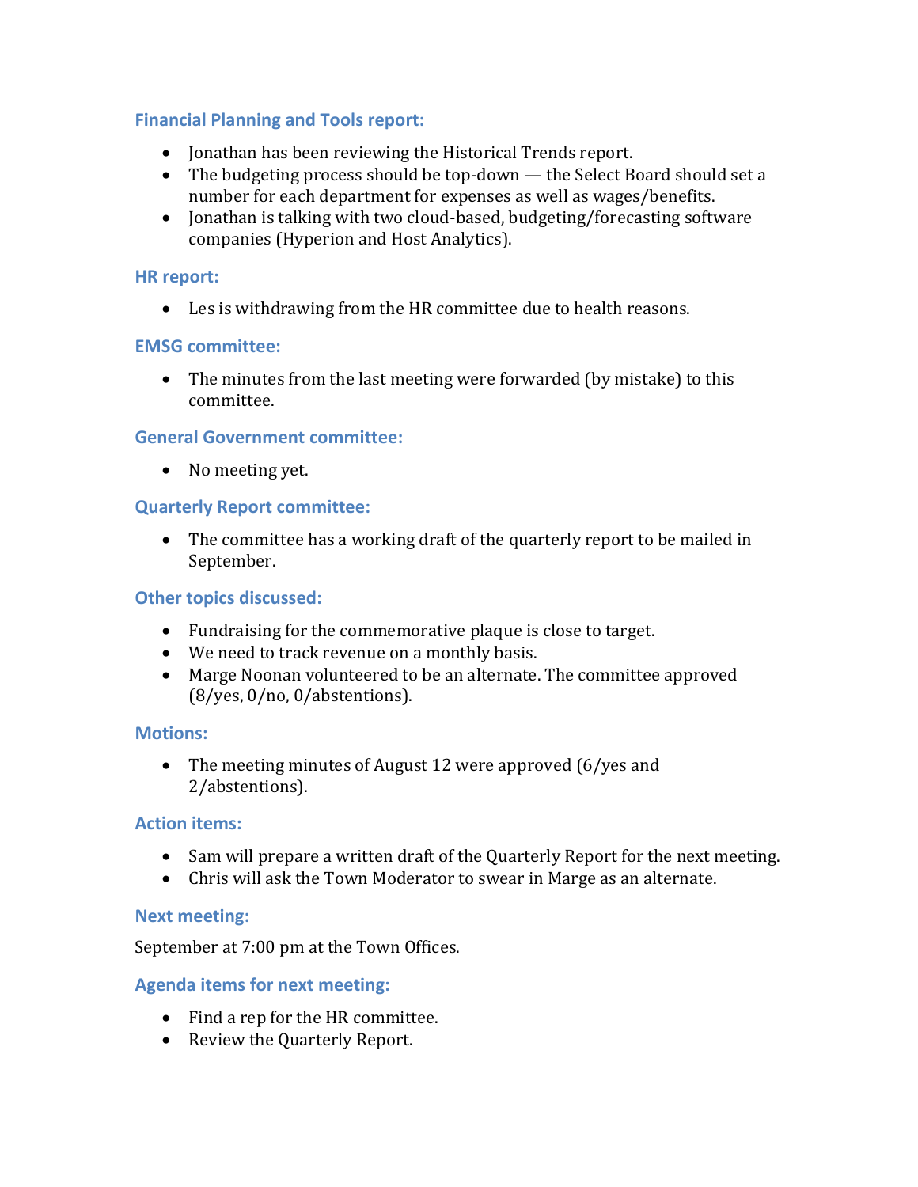### Financial Planning and Tools report:

- Jonathan has been reviewing the Historical Trends report.
- The budgeting process should be top-down — the Select Board should set a number for each department for expenses as well as wages/benefits.
- Jonathan is talking with two cloud-based, budgeting/forecasting software companies (Hyperion and Host Analytics).

### HR report:

- Les is withdrawing from the HR committee due to health reasons.

### EMSG committee:

- The minutes from the last meeting were forwarded (by mistake) to this committee.

### General Government committee:

- No meeting yet.

### Quarterly Report committee:

- The committee has a working draft of the quarterly report to be mailed in September.

### Other topics discussed:

- Fundraising for the commemorative plaque is close to target.
- We need to track revenue on a monthly basis.
- Marge Noonan volunteered to be an alternate. The committee approved (8/yes, 0/no, 0/abstentions).

### Motions:

- The meeting minutes of August 12 were approved (6/yes and 2/abstentions).

### Action items:

- Sam will prepare a written draft of the Quarterly Report for the next meeting.
- Chris will ask the Town Moderator to swear in Marge as an alternate.

### Next meeting:

September at 7:00 pm at the Town Offices.

### Agenda items for next meeting:

- Find a rep for the HR committee.
- Review the Quarterly Report.